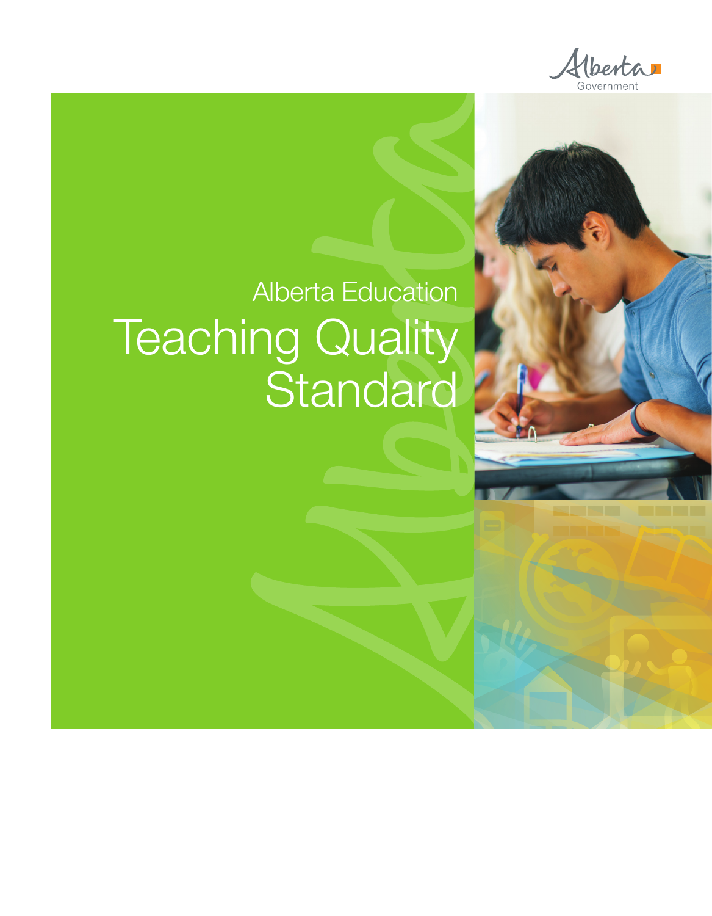Alberta Government

Alberta Education

# Teaching Quality Standard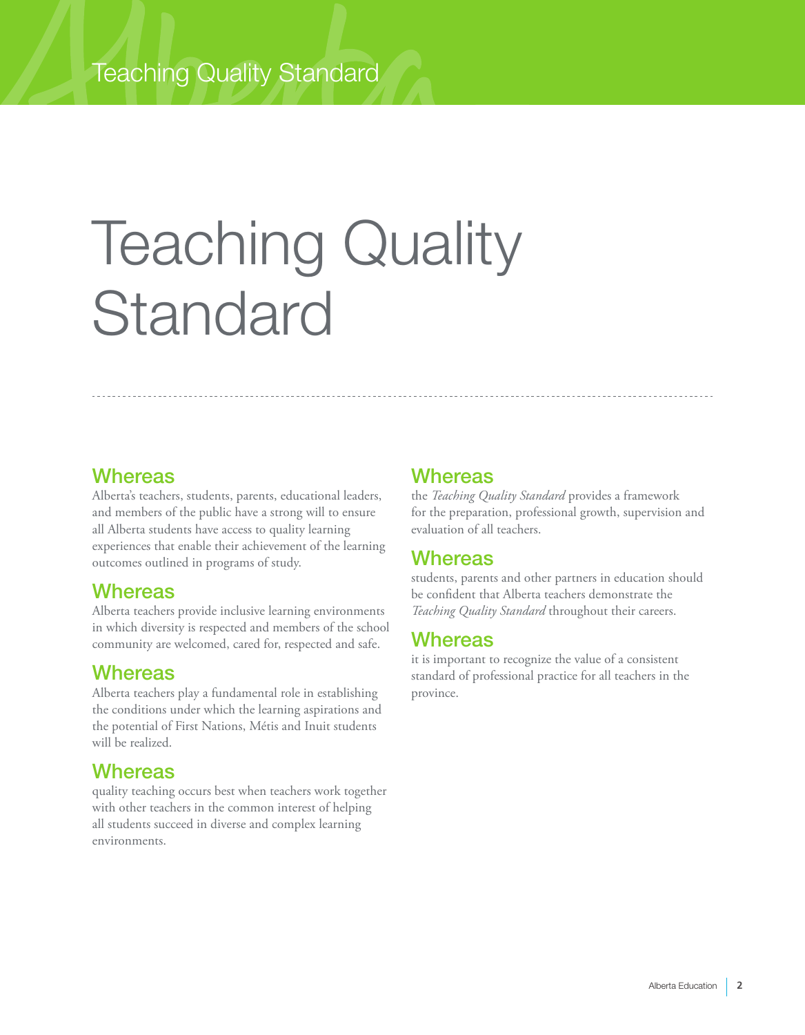# Teaching Quality Standard

## Whereas

Alberta's teachers, students, parents, educational leaders, and members of the public have a strong will to ensure all Alberta students have access to quality learning experiences that enable their achievement of the learning outcomes outlined in programs of study.

## Whereas

Alberta teachers provide inclusive learning environments in which diversity is respected and members of the school community are welcomed, cared for, respected and safe.

## Whereas

Alberta teachers play a fundamental role in establishing the conditions under which the learning aspirations and the potential of First Nations, Métis and Inuit students will be realized.

## Whereas

quality teaching occurs best when teachers work together with other teachers in the common interest of helping all students succeed in diverse and complex learning environments.

## Whereas

the *Teaching Quality Standard* provides a framework for the preparation, professional growth, supervision and evaluation of all teachers.

## Whereas

students, parents and other partners in education should be confident that Alberta teachers demonstrate the *Teaching Quality Standard* throughout their careers.

## Whereas

it is important to recognize the value of a consistent standard of professional practice for all teachers in the province.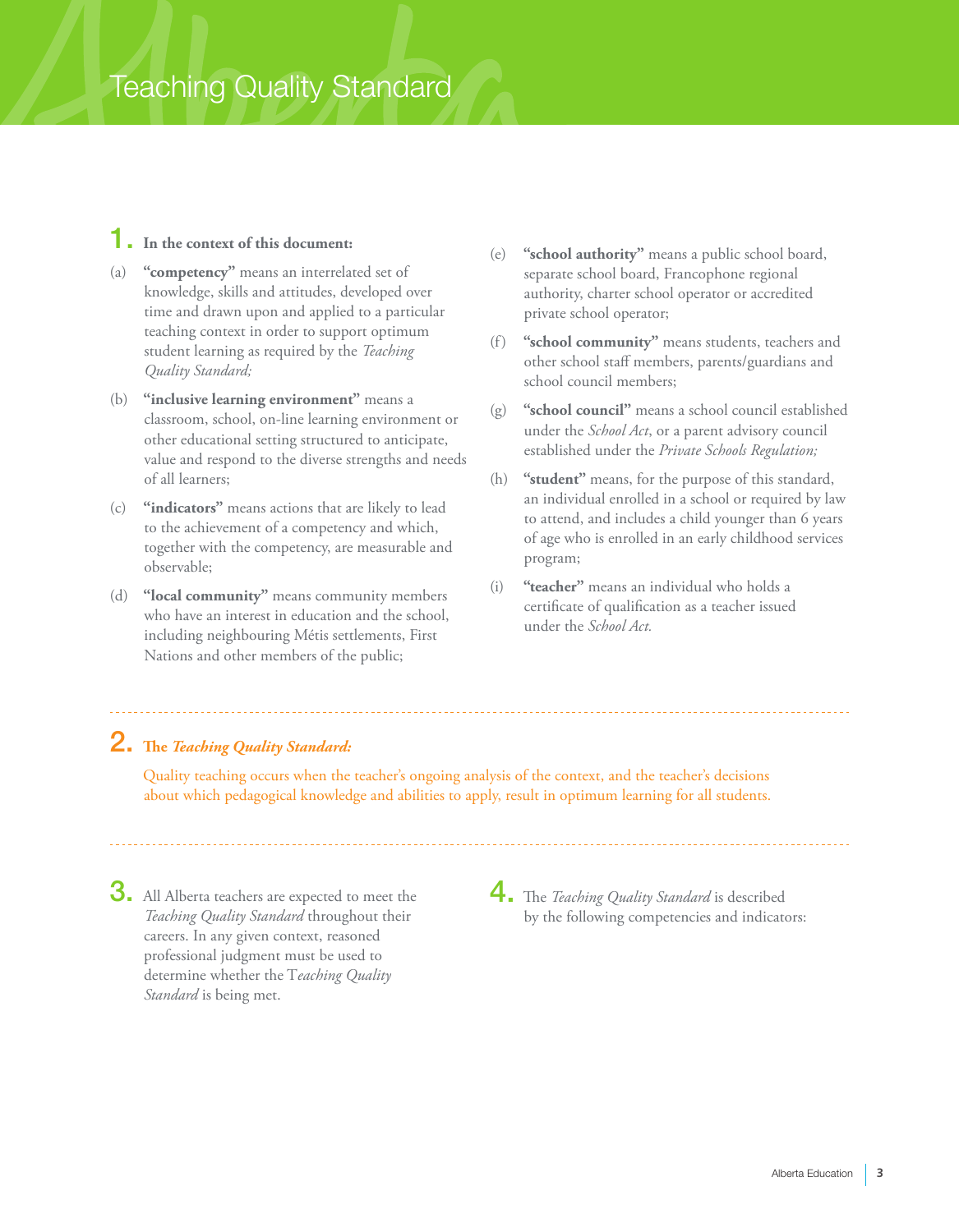# Teaching Quality Standard

## 1. In the context of this document:

(a) **"competency"** means an interrelated set of knowledge, skills and attitudes, developed over time and drawn upon and applied to a particular teaching context in order to support optimum student learning as required by the *Teaching Quality Standard;*

(b) **"inclusive learning environment"** means a classroom, school, on-line learning environment or other educational setting structured to anticipate, value and respond to the diverse strengths and needs of all learners;

(c) **"indicators"** means actions that are likely to lead to the achievement of a competency and which, together with the competency, are measurable and observable;

(d) **"local community"** means community members who have an interest in education and the school, including neighbouring Métis settlements, First Nations and other members of the public;

(e) **"school authority"** means a public school board, separate school board, Francophone regional authority, charter school operator or accredited private school operator;

(f) **"school community"** means students, teachers and other school staff members, parents/guardians and school council members;

(g) **"school council"** means a school council established under the *School Act*, or a parent advisory council established under the *Private Schools Regulation;*

(h) **"student"** means, for the purpose of this standard, an individual enrolled in a school or required by law to attend, and includes a child younger than 6 years of age who is enrolled in an early childhood services program;

(i) **"teacher"** means an individual who holds a certificate of qualification as a teacher issued under the *School Act.*

## 2. The *Teaching Quality Standard:*

Quality teaching occurs when the teacher's ongoing analysis of the context, and the teacher's decisions about which pedagogical knowledge and abilities to apply, result in optimum learning for all students.

## 3.

All Alberta teachers are expected to meet the *Teaching Quality Standard* throughout their careers. In any given context, reasoned professional judgment must be used to determine whether the *Teaching Quality Standard* is being met.

## 4.

The *Teaching Quality Standard* is described by the following competencies and indicators: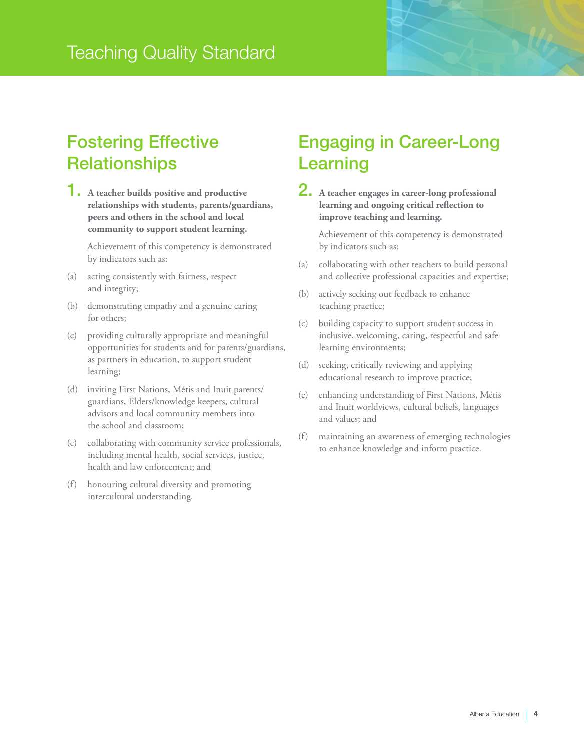## Fostering Effective Relationships

**1. A teacher builds positive and productive relationships with students, parents/guardians, peers and others in the school and local community to support student learning.**

Achievement of this competency is demonstrated by indicators such as:

(a) acting consistently with fairness, respect and integrity;

(b) demonstrating empathy and a genuine caring for others;

(c) providing culturally appropriate and meaningful opportunities for students and for parents/guardians, as partners in education, to support student learning;

(d) inviting First Nations, Métis and Inuit parents/guardians, Elders/knowledge keepers, cultural advisors and local community members into the school and classroom;

(e) collaborating with community service professionals, including mental health, social services, justice, health and law enforcement; and

(f) honouring cultural diversity and promoting intercultural understanding.

## Engaging in Career-Long Learning

**2. A teacher engages in career-long professional learning and ongoing critical reflection to improve teaching and learning.**

Achievement of this competency is demonstrated by indicators such as:

(a) collaborating with other teachers to build personal and collective professional capacities and expertise;

(b) actively seeking out feedback to enhance teaching practice;

(c) building capacity to support student success in inclusive, welcoming, caring, respectful and safe learning environments;

(d) seeking, critically reviewing and applying educational research to improve practice;

(e) enhancing understanding of First Nations, Métis and Inuit worldviews, cultural beliefs, languages and values; and

(f) maintaining an awareness of emerging technologies to enhance knowledge and inform practice.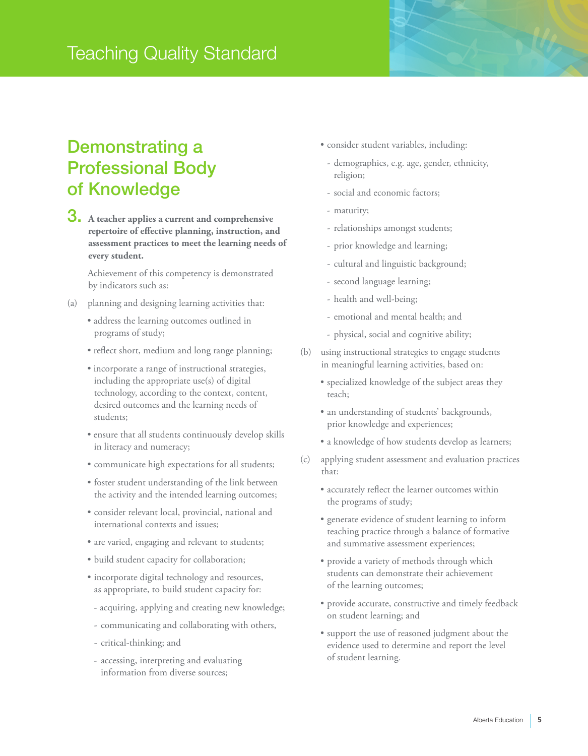## Demonstrating a Professional Body of Knowledge

**3. A teacher applies a current and comprehensive repertoire of effective planning, instruction, and assessment practices to meet the learning needs of every student.**

Achievement of this competency is demonstrated by indicators such as:

(a) planning and designing learning activities that:

- address the learning outcomes outlined in programs of study;
- reflect short, medium and long range planning;
- incorporate a range of instructional strategies, including the appropriate use(s) of digital technology, according to the context, content, desired outcomes and the learning needs of students;
- ensure that all students continuously develop skills in literacy and numeracy;
- communicate high expectations for all students;
- foster student understanding of the link between the activity and the intended learning outcomes;
- consider relevant local, provincial, national and international contexts and issues;
- are varied, engaging and relevant to students;
- build student capacity for collaboration;
- incorporate digital technology and resources, as appropriate, to build student capacity for:
  - acquiring, applying and creating new knowledge;
  - communicating and collaborating with others,
  - critical-thinking; and
  - accessing, interpreting and evaluating information from diverse sources;
- consider student variables, including:
  - demographics, e.g. age, gender, ethnicity, religion;
  - social and economic factors;
  - maturity;
  - relationships amongst students;
  - prior knowledge and learning;
  - cultural and linguistic background;
  - second language learning;
  - health and well-being;
  - emotional and mental health; and
  - physical, social and cognitive ability;

(b) using instructional strategies to engage students in meaningful learning activities, based on:

- specialized knowledge of the subject areas they teach;
- an understanding of students' backgrounds, prior knowledge and experiences;
- a knowledge of how students develop as learners;

(c) applying student assessment and evaluation practices that:

- accurately reflect the learner outcomes within the programs of study;
- generate evidence of student learning to inform teaching practice through a balance of formative and summative assessment experiences;
- provide a variety of methods through which students can demonstrate their achievement of the learning outcomes;
- provide accurate, constructive and timely feedback on student learning; and
- support the use of reasoned judgment about the evidence used to determine and report the level of student learning.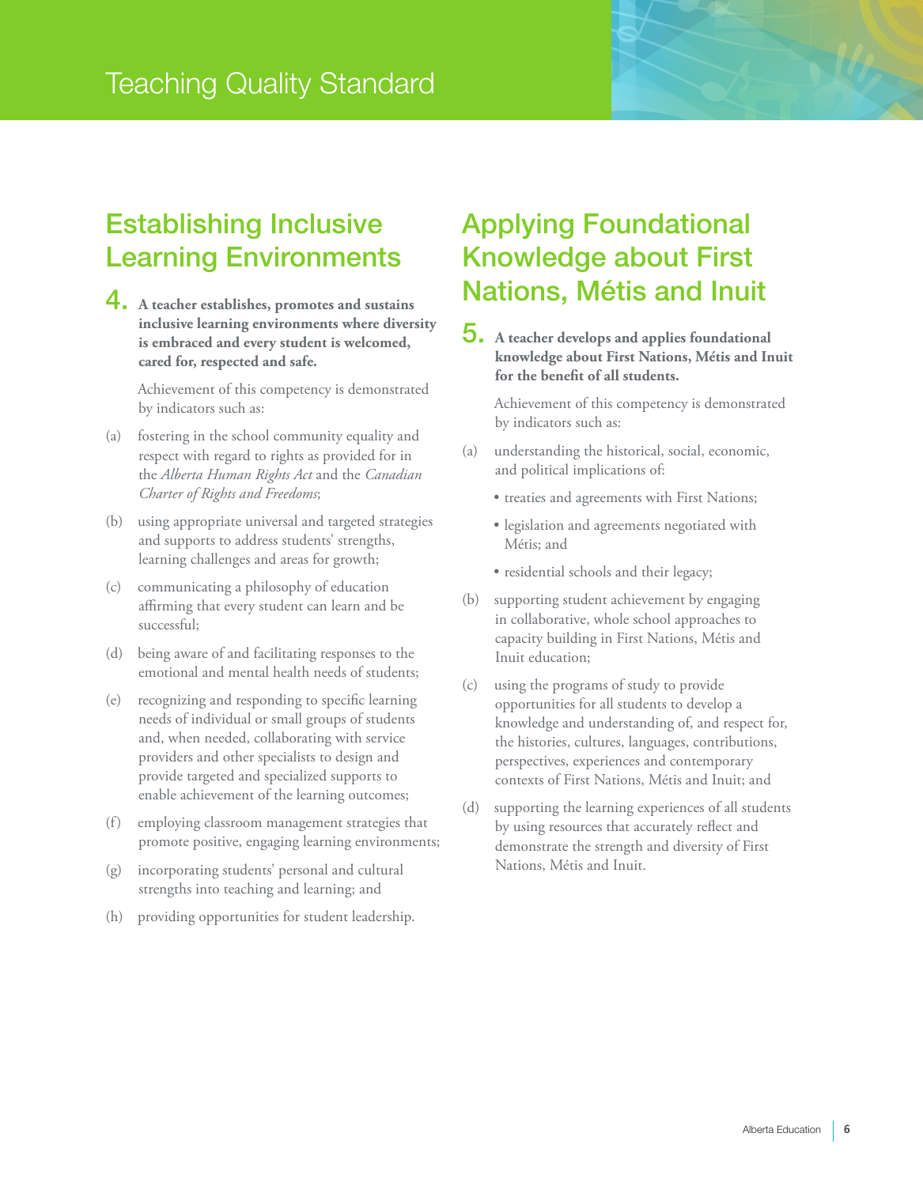## Establishing Inclusive Learning Environments

**4. A teacher establishes, promotes and sustains inclusive learning environments where diversity is embraced and every student is welcomed, cared for, respected and safe.**

Achievement of this competency is demonstrated by indicators such as:

(a) fostering in the school community equality and respect with regard to rights as provided for in the *Alberta Human Rights Act* and the *Canadian Charter of Rights and Freedoms*;

(b) using appropriate universal and targeted strategies and supports to address students' strengths, learning challenges and areas for growth;

(c) communicating a philosophy of education affirming that every student can learn and be successful;

(d) being aware of and facilitating responses to the emotional and mental health needs of students;

(e) recognizing and responding to specific learning needs of individual or small groups of students and, when needed, collaborating with service providers and other specialists to design and provide targeted and specialized supports to enable achievement of the learning outcomes;

(f) employing classroom management strategies that promote positive, engaging learning environments;

(g) incorporating students' personal and cultural strengths into teaching and learning; and

(h) providing opportunities for student leadership.

## Applying Foundational Knowledge about First Nations, Métis and Inuit

**5. A teacher develops and applies foundational knowledge about First Nations, Métis and Inuit for the benefit of all students.**

Achievement of this competency is demonstrated by indicators such as:

(a) understanding the historical, social, economic, and political implications of:
- treaties and agreements with First Nations;
- legislation and agreements negotiated with Métis; and
- residential schools and their legacy;

(b) supporting student achievement by engaging in collaborative, whole school approaches to capacity building in First Nations, Métis and Inuit education;

(c) using the programs of study to provide opportunities for all students to develop a knowledge and understanding of, and respect for, the histories, cultures, languages, contributions, perspectives, experiences and contemporary contexts of First Nations, Métis and Inuit; and

(d) supporting the learning experiences of all students by using resources that accurately reflect and demonstrate the strength and diversity of First Nations, Métis and Inuit.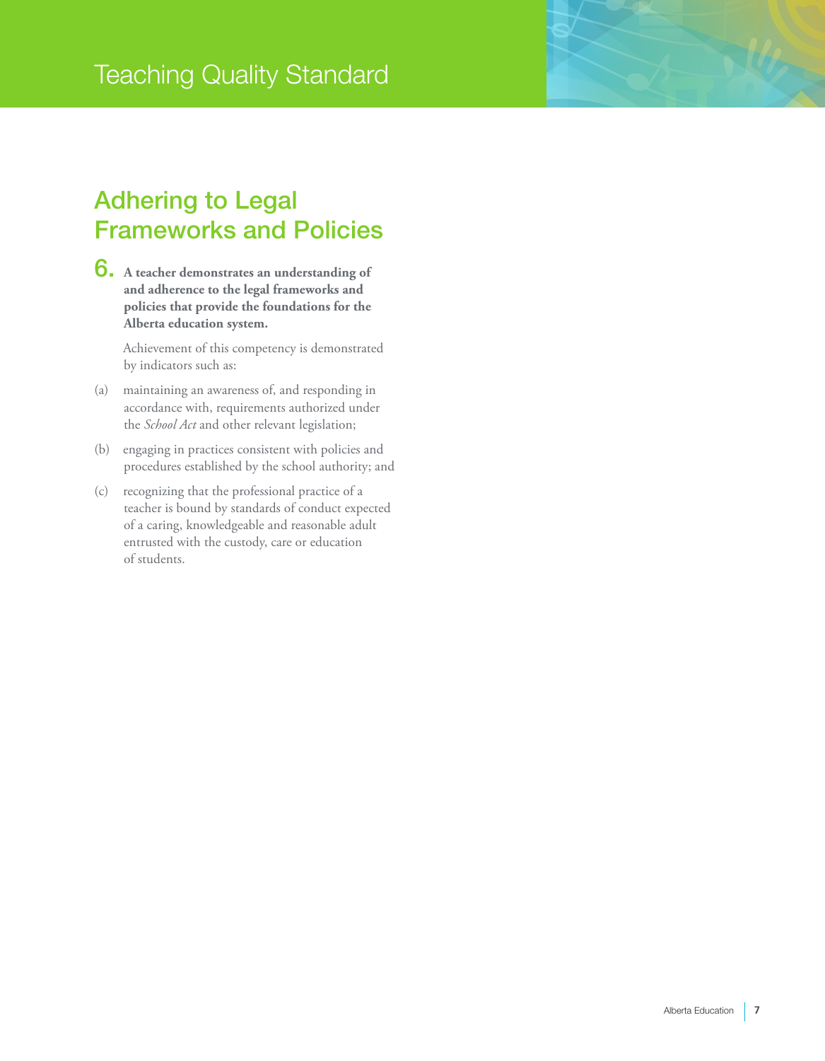## Adhering to Legal Frameworks and Policies

**6. A teacher demonstrates an understanding of and adherence to the legal frameworks and policies that provide the foundations for the Alberta education system.**

Achievement of this competency is demonstrated by indicators such as:

(a) maintaining an awareness of, and responding in accordance with, requirements authorized under the *School Act* and other relevant legislation;

(b) engaging in practices consistent with policies and procedures established by the school authority; and

(c) recognizing that the professional practice of a teacher is bound by standards of conduct expected of a caring, knowledgeable and reasonable adult entrusted with the custody, care or education of students.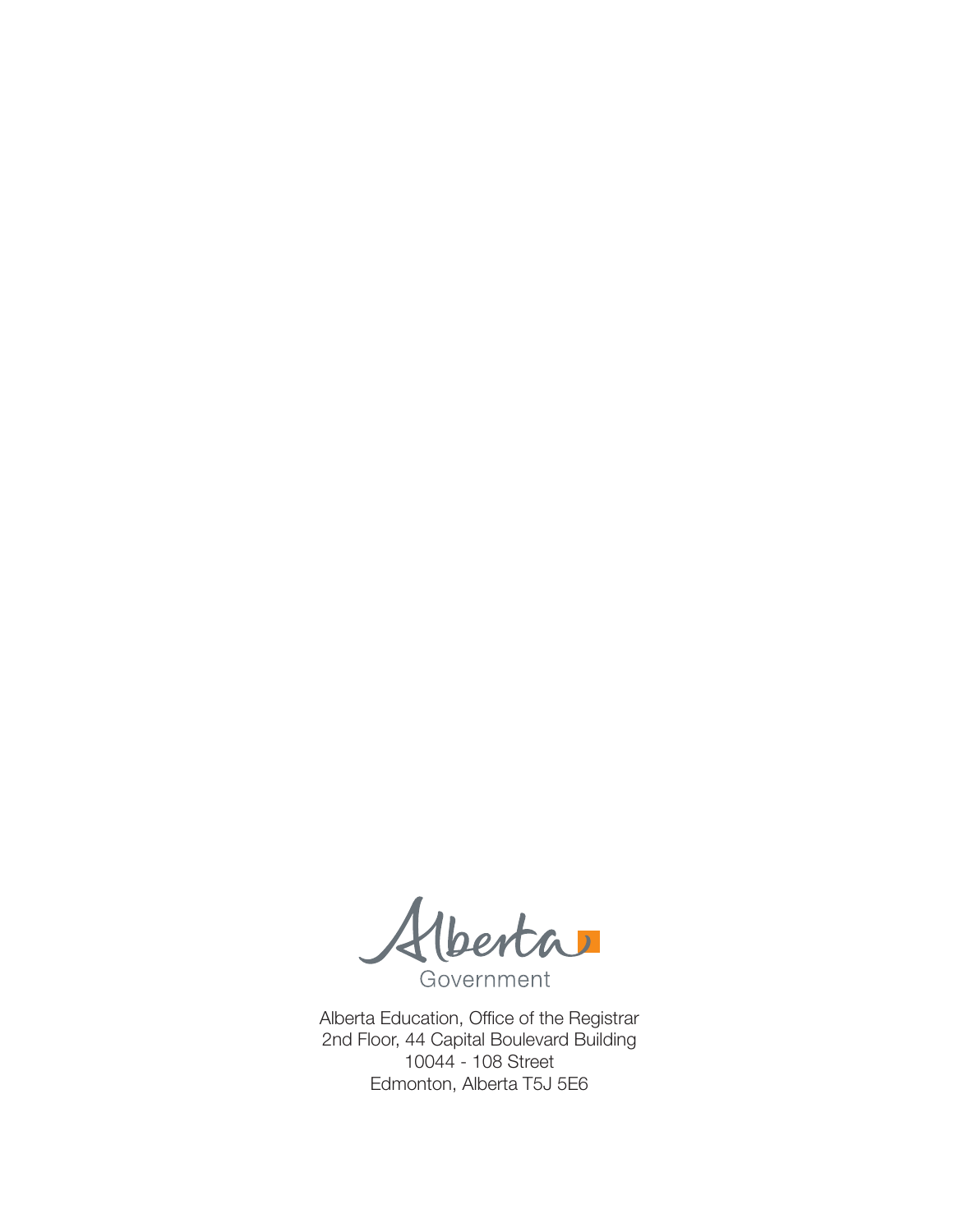Alberta Government

Alberta Education, Office of the Registrar
2nd Floor, 44 Capital Boulevard Building
10044 - 108 Street
Edmonton, Alberta T5J 5E6